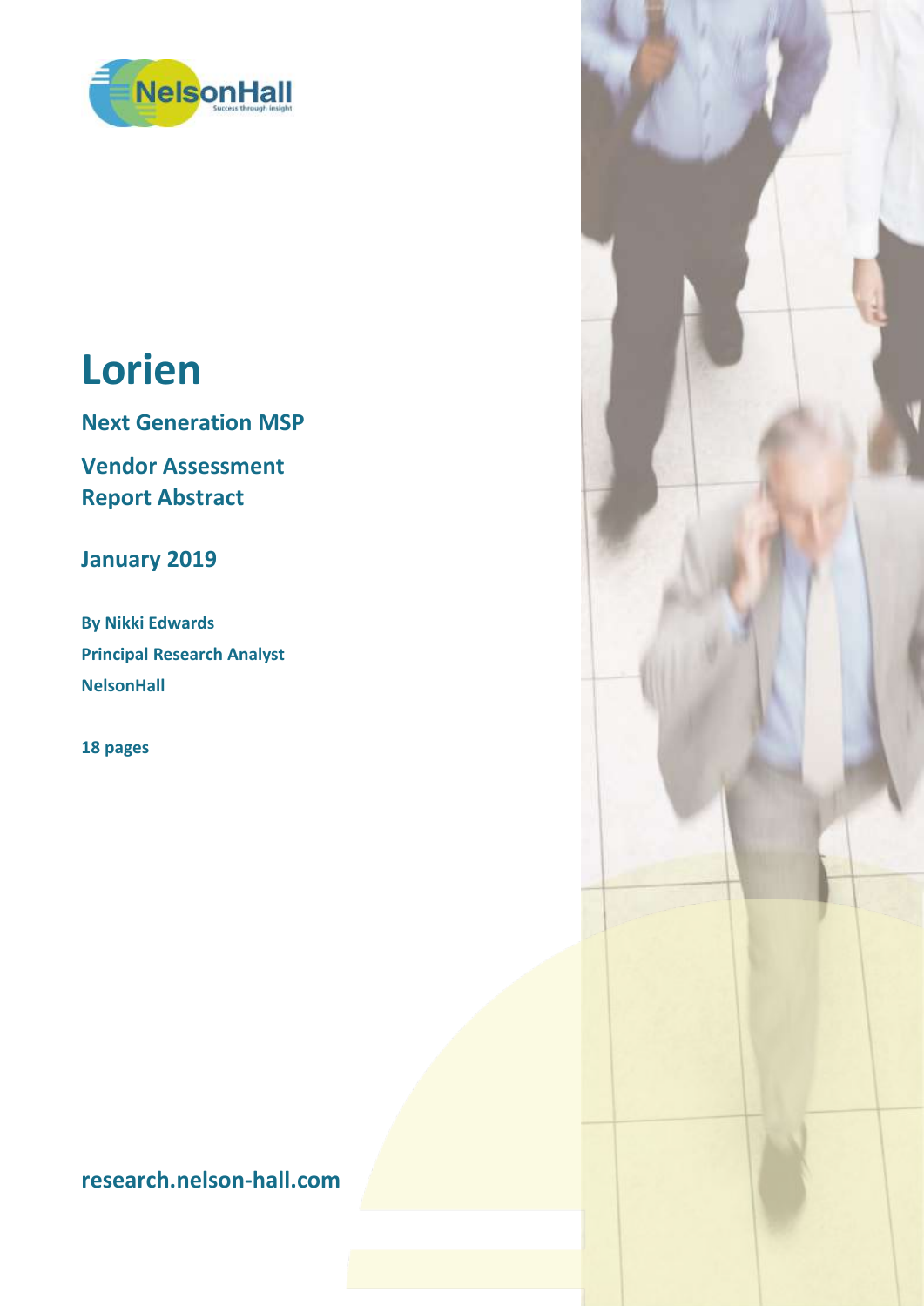# Lorien

## Next Generation MSP

## Vendor Assessment Report Abstract

## January 2019

**By Nikki Edwards**
**Principal Research Analyst**
**NelsonHall**

**18 pages**

**research.nelson-hall.com**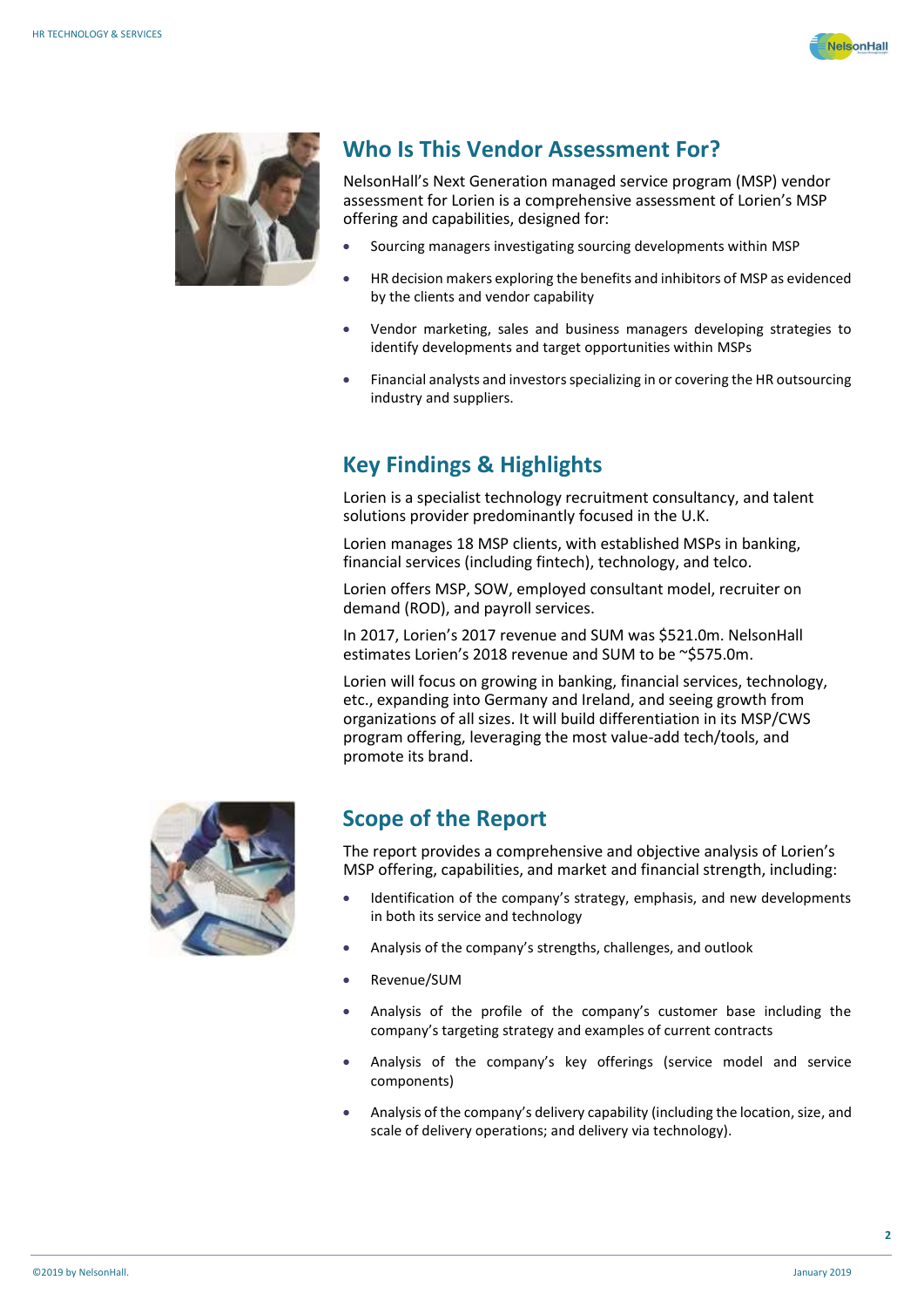## Who Is This Vendor Assessment For?

NelsonHall's Next Generation managed service program (MSP) vendor assessment for Lorien is a comprehensive assessment of Lorien's MSP offering and capabilities, designed for:

- Sourcing managers investigating sourcing developments within MSP
- HR decision makers exploring the benefits and inhibitors of MSP as evidenced by the clients and vendor capability
- Vendor marketing, sales and business managers developing strategies to identify developments and target opportunities within MSPs
- Financial analysts and investors specializing in or covering the HR outsourcing industry and suppliers.

## Key Findings & Highlights

Lorien is a specialist technology recruitment consultancy, and talent solutions provider predominantly focused in the U.K.

Lorien manages 18 MSP clients, with established MSPs in banking, financial services (including fintech), technology, and telco.

Lorien offers MSP, SOW, employed consultant model, recruiter on demand (ROD), and payroll services.

In 2017, Lorien's 2017 revenue and SUM was $521.0m. NelsonHall estimates Lorien's 2018 revenue and SUM to be ~$575.0m.

Lorien will focus on growing in banking, financial services, technology, etc., expanding into Germany and Ireland, and seeing growth from organizations of all sizes. It will build differentiation in its MSP/CWS program offering, leveraging the most value-add tech/tools, and promote its brand.

## Scope of the Report

The report provides a comprehensive and objective analysis of Lorien's MSP offering, capabilities, and market and financial strength, including:

- Identification of the company's strategy, emphasis, and new developments in both its service and technology
- Analysis of the company's strengths, challenges, and outlook
- Revenue/SUM
- Analysis of the profile of the company's customer base including the company's targeting strategy and examples of current contracts
- Analysis of the company's key offerings (service model and service components)
- Analysis of the company's delivery capability (including the location, size, and scale of delivery operations; and delivery via technology).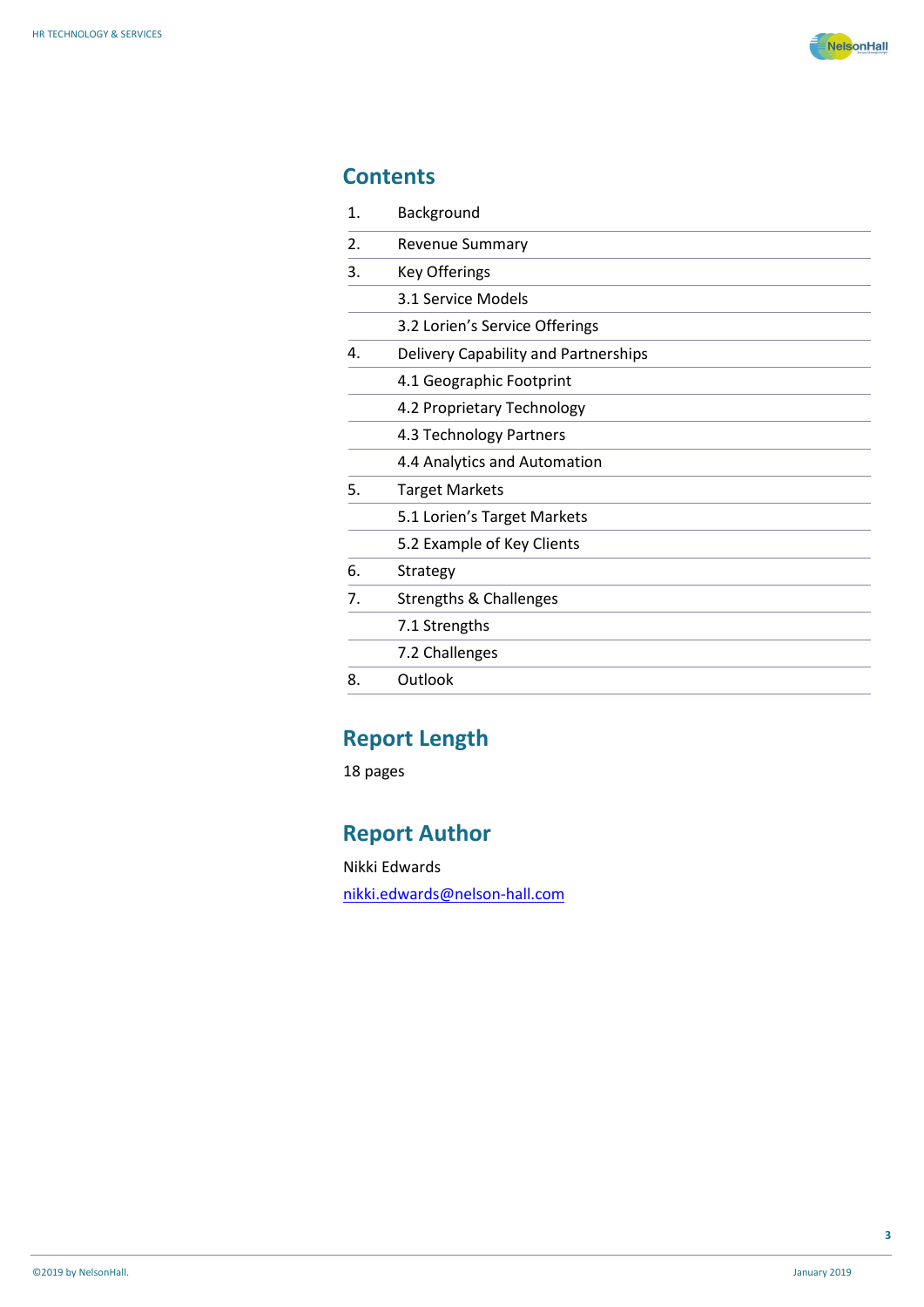## Contents

| | |
|---|---|
| 1. | Background |
| 2. | Revenue Summary |
| 3. | Key Offerings |
| | 3.1 Service Models |
| | 3.2 Lorien's Service Offerings |
| 4. | Delivery Capability and Partnerships |
| | 4.1 Geographic Footprint |
| | 4.2 Proprietary Technology |
| | 4.3 Technology Partners |
| | 4.4 Analytics and Automation |
| 5. | Target Markets |
| | 5.1 Lorien's Target Markets |
| | 5.2 Example of Key Clients |
| 6. | Strategy |
| 7. | Strengths & Challenges |
| | 7.1 Strengths |
| | 7.2 Challenges |
| 8. | Outlook |

## Report Length

18 pages

## Report Author

Nikki Edwards

nikki.edwards@nelson-hall.com